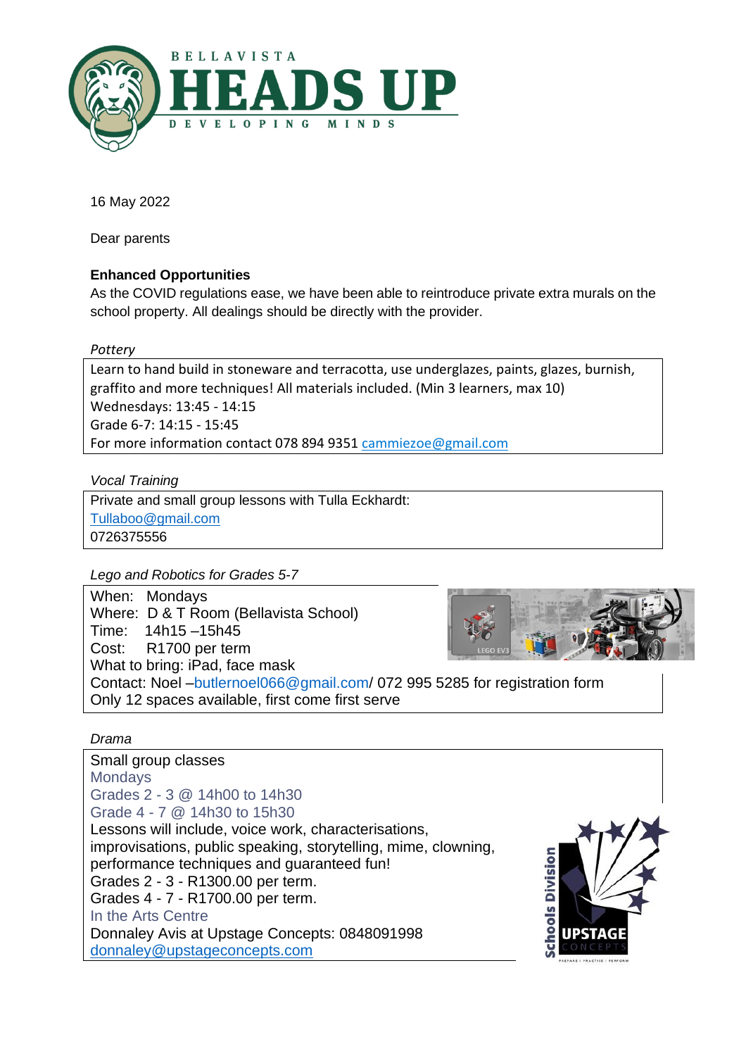BELLAVISTA

# HEADS UP

DEVELOPING MINDS

16 May 2022

Dear parents

**Enhanced Opportunities**

As the COVID regulations ease, we have been able to reintroduce private extra murals on the school property. All dealings should be directly with the provider.

*Pottery*

Learn to hand build in stoneware and terracotta, use underglazes, paints, glazes, burnish, graffito and more techniques! All materials included. (Min 3 learners, max 10)
Wednesdays: 13:45 - 14:15
Grade 6-7: 14:15 - 15:45
For more information contact 078 894 9351 cammiezoe@gmail.com

*Vocal Training*

Private and small group lessons with Tulla Eckhardt:
Tullaboo@gmail.com
0726375556

*Lego and Robotics for Grades 5-7*

When: Mondays
Where: D & T Room (Bellavista School)
Time: 14h15 –15h45
Cost: R1700 per term
What to bring: iPad, face mask
Contact: Noel –butlernoel066@gmail.com/ 072 995 5285 for registration form
Only 12 spaces available, first come first serve

*Drama*

Small group classes
Mondays
Grades 2 - 3 @ 14h00 to 14h30
Grade 4 - 7 @ 14h30 to 15h30
Lessons will include, voice work, characterisations, improvisations, public speaking, storytelling, mime, clowning, performance techniques and guaranteed fun!
Grades 2 - 3 - R1300.00 per term.
Grades 4 - 7 - R1700.00 per term.
In the Arts Centre
Donnaley Avis at Upstage Concepts: 0848091998
donnaley@upstageconcepts.com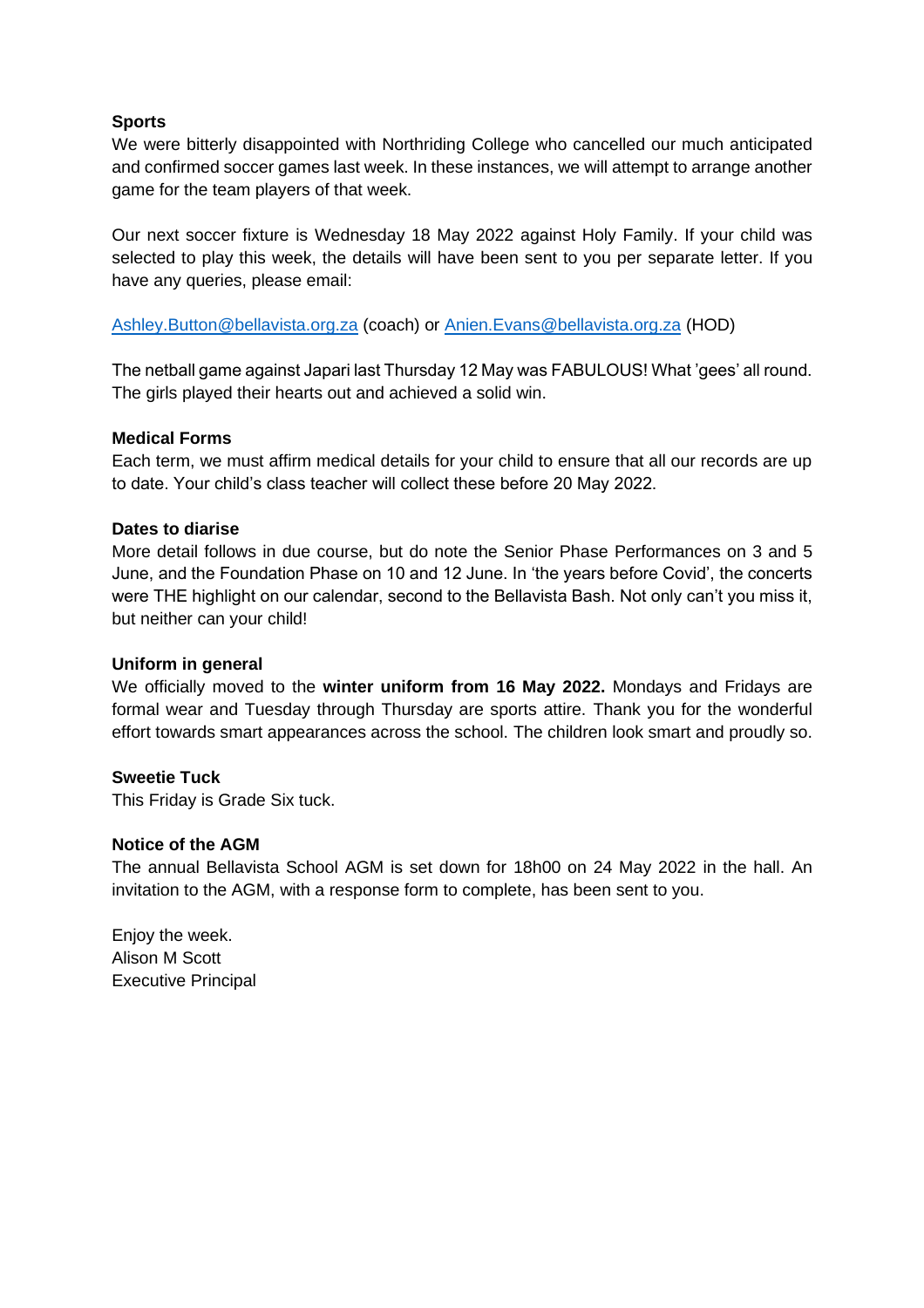**Sports**

We were bitterly disappointed with Northriding College who cancelled our much anticipated and confirmed soccer games last week. In these instances, we will attempt to arrange another game for the team players of that week.

Our next soccer fixture is Wednesday 18 May 2022 against Holy Family. If your child was selected to play this week, the details will have been sent to you per separate letter. If you have any queries, please email:

Ashley.Button@bellavista.org.za (coach) or Anien.Evans@bellavista.org.za (HOD)

The netball game against Japari last Thursday 12 May was FABULOUS! What 'gees' all round. The girls played their hearts out and achieved a solid win.

**Medical Forms**

Each term, we must affirm medical details for your child to ensure that all our records are up to date. Your child's class teacher will collect these before 20 May 2022.

**Dates to diarise**

More detail follows in due course, but do note the Senior Phase Performances on 3 and 5 June, and the Foundation Phase on 10 and 12 June. In 'the years before Covid', the concerts were THE highlight on our calendar, second to the Bellavista Bash. Not only can't you miss it, but neither can your child!

**Uniform in general**

We officially moved to the **winter uniform from 16 May 2022.** Mondays and Fridays are formal wear and Tuesday through Thursday are sports attire. Thank you for the wonderful effort towards smart appearances across the school. The children look smart and proudly so.

**Sweetie Tuck**

This Friday is Grade Six tuck.

**Notice of the AGM**

The annual Bellavista School AGM is set down for 18h00 on 24 May 2022 in the hall. An invitation to the AGM, with a response form to complete, has been sent to you.

Enjoy the week.
Alison M Scott
Executive Principal